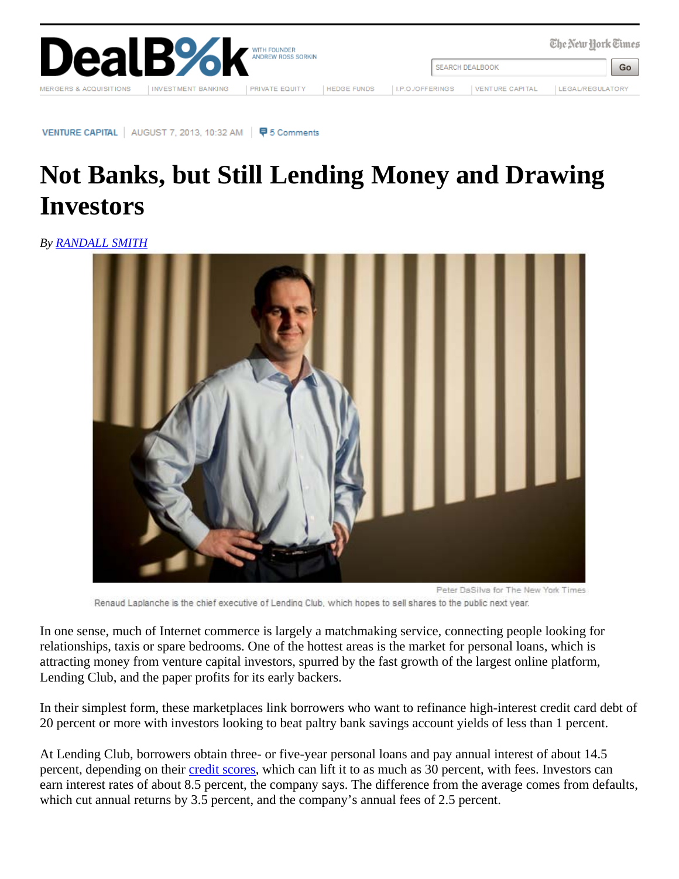VENTURE CAPITAL | AUGUST 7, 2013, 10:32 AM | 5 Comments

# Not Banks, but Still Lending Money and Drawing Investors

*By RANDALL SMITH*

Peter DaSilva for The New York Times

Renaud Laplanche is the chief executive of Lending Club, which hopes to sell shares to the public next year.

In one sense, much of Internet commerce is largely a matchmaking service, connecting people looking for relationships, taxis or spare bedrooms. One of the hottest areas is the market for personal loans, which is attracting money from venture capital investors, spurred by the fast growth of the largest online platform, Lending Club, and the paper profits for its early backers.

In their simplest form, these marketplaces link borrowers who want to refinance high-interest credit card debt of 20 percent or more with investors looking to beat paltry bank savings account yields of less than 1 percent.

At Lending Club, borrowers obtain three- or five-year personal loans and pay annual interest of about 14.5 percent, depending on their credit scores, which can lift it to as much as 30 percent, with fees. Investors can earn interest rates of about 8.5 percent, the company says. The difference from the average comes from defaults, which cut annual returns by 3.5 percent, and the company's annual fees of 2.5 percent.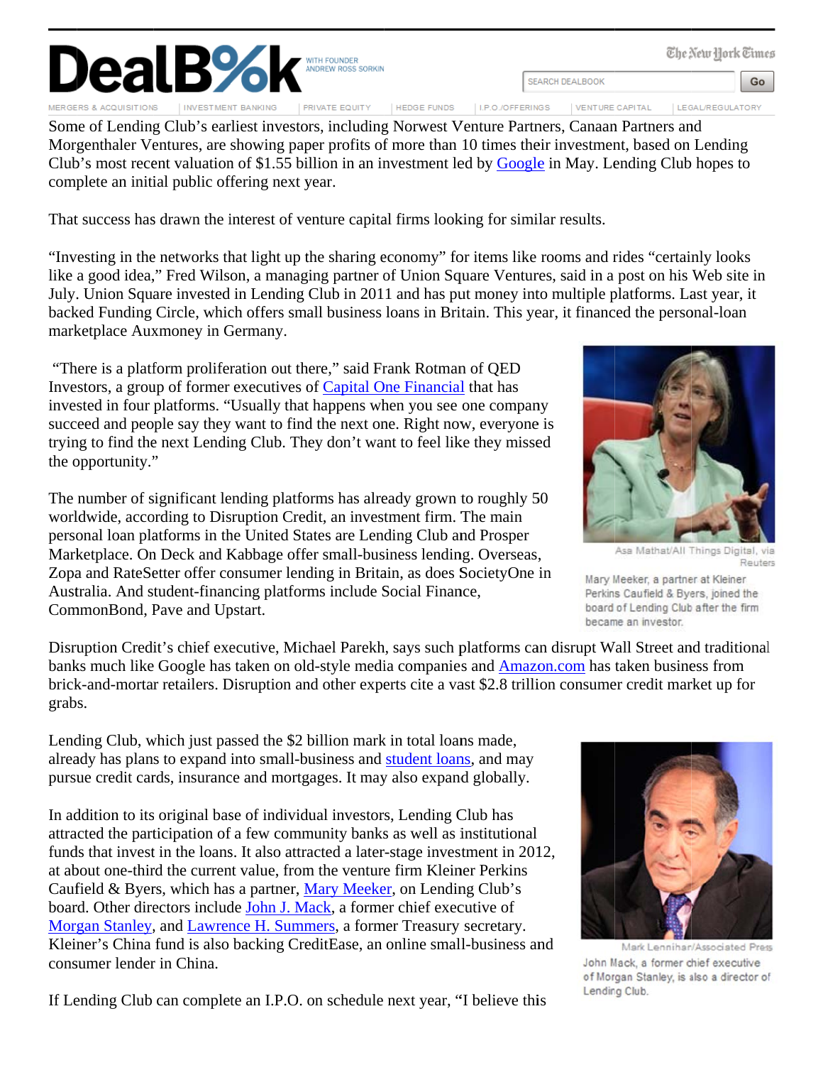Some of Lending Club's earliest investors, including Norwest Venture Partners, Canaan Partners and Morgenthaler Ventures, are showing paper profits of more than 10 times their investment, based on Lending Club's most recent valuation of $1.55 billion in an investment led by Google in May. Lending Club hopes to complete an initial public offering next year.

That success has drawn the interest of venture capital firms looking for similar results.

"Investing in the networks that light up the sharing economy" for items like rooms and rides "certainly looks like a good idea," Fred Wilson, a managing partner of Union Square Ventures, said in a post on his Web site in July. Union Square invested in Lending Club in 2011 and has put money into multiple platforms. Last year, it backed Funding Circle, which offers small business loans in Britain. This year, it financed the personal-loan marketplace Auxmoney in Germany.

"There is a platform proliferation out there," said Frank Rotman of QED Investors, a group of former executives of Capital One Financial that has invested in four platforms. "Usually that happens when you see one company succeed and people say they want to find the next one. Right now, everyone is trying to find the next Lending Club. They don't want to feel like they missed the opportunity."

Asa Mathat/All Things Digital, via Reuters

Mary Meeker, a partner at Kleiner Perkins Caufield & Byers, joined the board of Lending Club after the firm became an investor.

The number of significant lending platforms has already grown to roughly 50 worldwide, according to Disruption Credit, an investment firm. The main personal loan platforms in the United States are Lending Club and Prosper Marketplace. On Deck and Kabbage offer small-business lending. Overseas, Zopa and RateSetter offer consumer lending in Britain, as does SocietyOne in Australia. And student-financing platforms include Social Finance, CommonBond, Pave and Upstart.

Disruption Credit's chief executive, Michael Parekh, says such platforms can disrupt Wall Street and traditional banks much like Google has taken on old-style media companies and Amazon.com has taken business from brick-and-mortar retailers. Disruption and other experts cite a vast $2.8 trillion consumer credit market up for grabs.

Lending Club, which just passed the $2 billion mark in total loans made, already has plans to expand into small-business and student loans, and may pursue credit cards, insurance and mortgages. It may also expand globally.

In addition to its original base of individual investors, Lending Club has attracted the participation of a few community banks as well as institutional funds that invest in the loans. It also attracted a later-stage investment in 2012, at about one-third the current value, from the venture firm Kleiner Perkins Caufield & Byers, which has a partner, Mary Meeker, on Lending Club's board. Other directors include John J. Mack, a former chief executive of Morgan Stanley, and Lawrence H. Summers, a former Treasury secretary. Kleiner's China fund is also backing CreditEase, an online small-business and consumer lender in China.

Mark Lennihan/Associated Press

John Mack, a former chief executive of Morgan Stanley, is also a director of Lending Club.

If Lending Club can complete an I.P.O. on schedule next year, "I believe this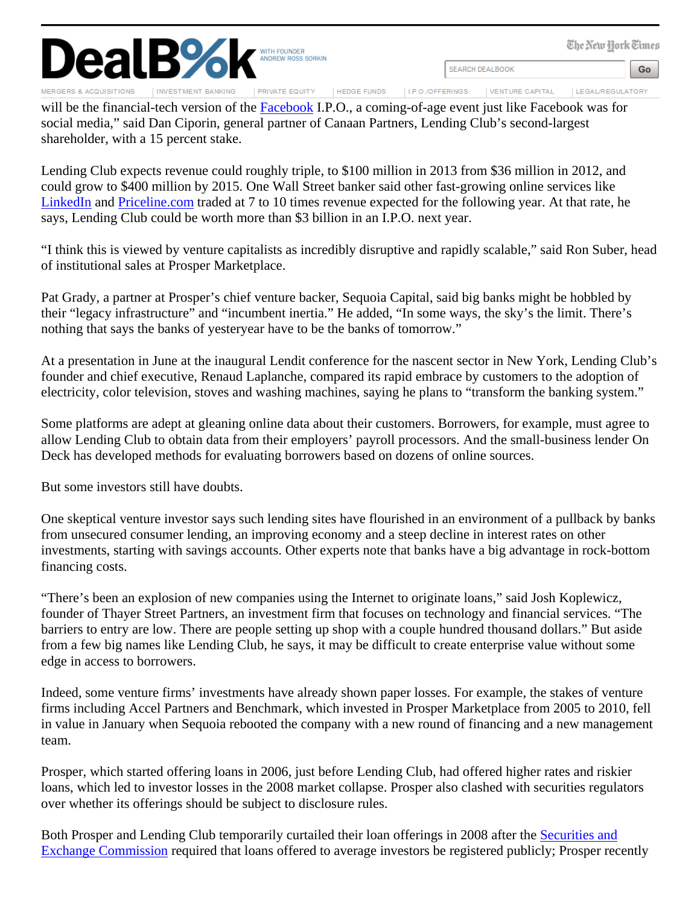will be the financial-tech version of the Facebook I.P.O., a coming-of-age event just like Facebook was for social media," said Dan Ciporin, general partner of Canaan Partners, Lending Club's second-largest shareholder, with a 15 percent stake.

Lending Club expects revenue could roughly triple, to $100 million in 2013 from $36 million in 2012, and could grow to $400 million by 2015. One Wall Street banker said other fast-growing online services like LinkedIn and Priceline.com traded at 7 to 10 times revenue expected for the following year. At that rate, he says, Lending Club could be worth more than $3 billion in an I.P.O. next year.

"I think this is viewed by venture capitalists as incredibly disruptive and rapidly scalable," said Ron Suber, head of institutional sales at Prosper Marketplace.

Pat Grady, a partner at Prosper's chief venture backer, Sequoia Capital, said big banks might be hobbled by their "legacy infrastructure" and "incumbent inertia." He added, "In some ways, the sky's the limit. There's nothing that says the banks of yesteryear have to be the banks of tomorrow."

At a presentation in June at the inaugural Lendit conference for the nascent sector in New York, Lending Club's founder and chief executive, Renaud Laplanche, compared its rapid embrace by customers to the adoption of electricity, color television, stoves and washing machines, saying he plans to "transform the banking system."

Some platforms are adept at gleaning online data about their customers. Borrowers, for example, must agree to allow Lending Club to obtain data from their employers' payroll processors. And the small-business lender On Deck has developed methods for evaluating borrowers based on dozens of online sources.

But some investors still have doubts.

One skeptical venture investor says such lending sites have flourished in an environment of a pullback by banks from unsecured consumer lending, an improving economy and a steep decline in interest rates on other investments, starting with savings accounts. Other experts note that banks have a big advantage in rock-bottom financing costs.

"There's been an explosion of new companies using the Internet to originate loans," said Josh Koplewicz, founder of Thayer Street Partners, an investment firm that focuses on technology and financial services. "The barriers to entry are low. There are people setting up shop with a couple hundred thousand dollars." But aside from a few big names like Lending Club, he says, it may be difficult to create enterprise value without some edge in access to borrowers.

Indeed, some venture firms' investments have already shown paper losses. For example, the stakes of venture firms including Accel Partners and Benchmark, which invested in Prosper Marketplace from 2005 to 2010, fell in value in January when Sequoia rebooted the company with a new round of financing and a new management team.

Prosper, which started offering loans in 2006, just before Lending Club, had offered higher rates and riskier loans, which led to investor losses in the 2008 market collapse. Prosper also clashed with securities regulators over whether its offerings should be subject to disclosure rules.

Both Prosper and Lending Club temporarily curtailed their loan offerings in 2008 after the Securities and Exchange Commission required that loans offered to average investors be registered publicly; Prosper recently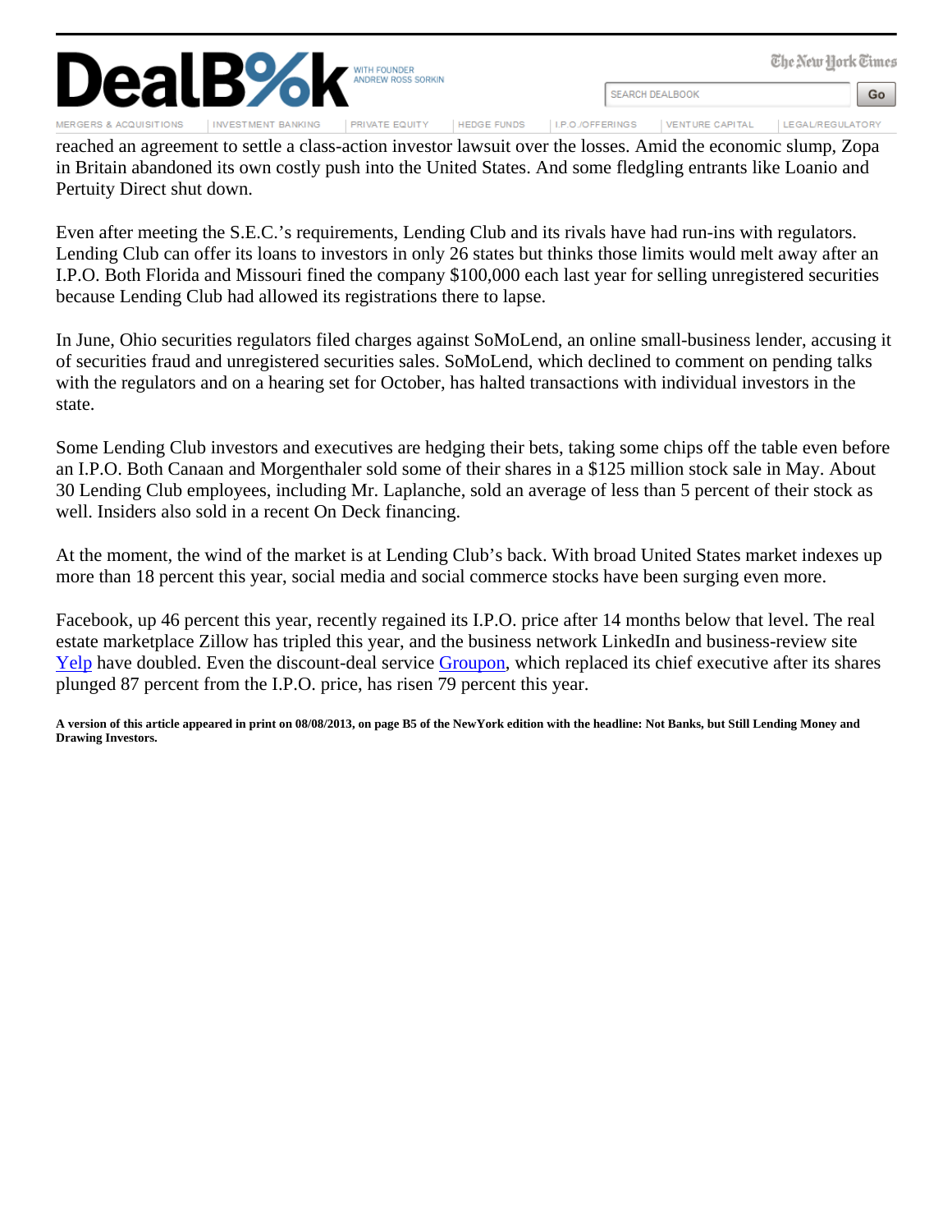reached an agreement to settle a class-action investor lawsuit over the losses. Amid the economic slump, Zopa in Britain abandoned its own costly push into the United States. And some fledgling entrants like Loanio and Pertuity Direct shut down.

Even after meeting the S.E.C.'s requirements, Lending Club and its rivals have had run-ins with regulators. Lending Club can offer its loans to investors in only 26 states but thinks those limits would melt away after an I.P.O. Both Florida and Missouri fined the company $100,000 each last year for selling unregistered securities because Lending Club had allowed its registrations there to lapse.

In June, Ohio securities regulators filed charges against SoMoLend, an online small-business lender, accusing it of securities fraud and unregistered securities sales. SoMoLend, which declined to comment on pending talks with the regulators and on a hearing set for October, has halted transactions with individual investors in the state.

Some Lending Club investors and executives are hedging their bets, taking some chips off the table even before an I.P.O. Both Canaan and Morgenthaler sold some of their shares in a $125 million stock sale in May. About 30 Lending Club employees, including Mr. Laplanche, sold an average of less than 5 percent of their stock as well. Insiders also sold in a recent On Deck financing.

At the moment, the wind of the market is at Lending Club's back. With broad United States market indexes up more than 18 percent this year, social media and social commerce stocks have been surging even more.

Facebook, up 46 percent this year, recently regained its I.P.O. price after 14 months below that level. The real estate marketplace Zillow has tripled this year, and the business network LinkedIn and business-review site Yelp have doubled. Even the discount-deal service Groupon, which replaced its chief executive after its shares plunged 87 percent from the I.P.O. price, has risen 79 percent this year.

**A version of this article appeared in print on 08/08/2013, on page B5 of the NewYork edition with the headline: Not Banks, but Still Lending Money and Drawing Investors.**